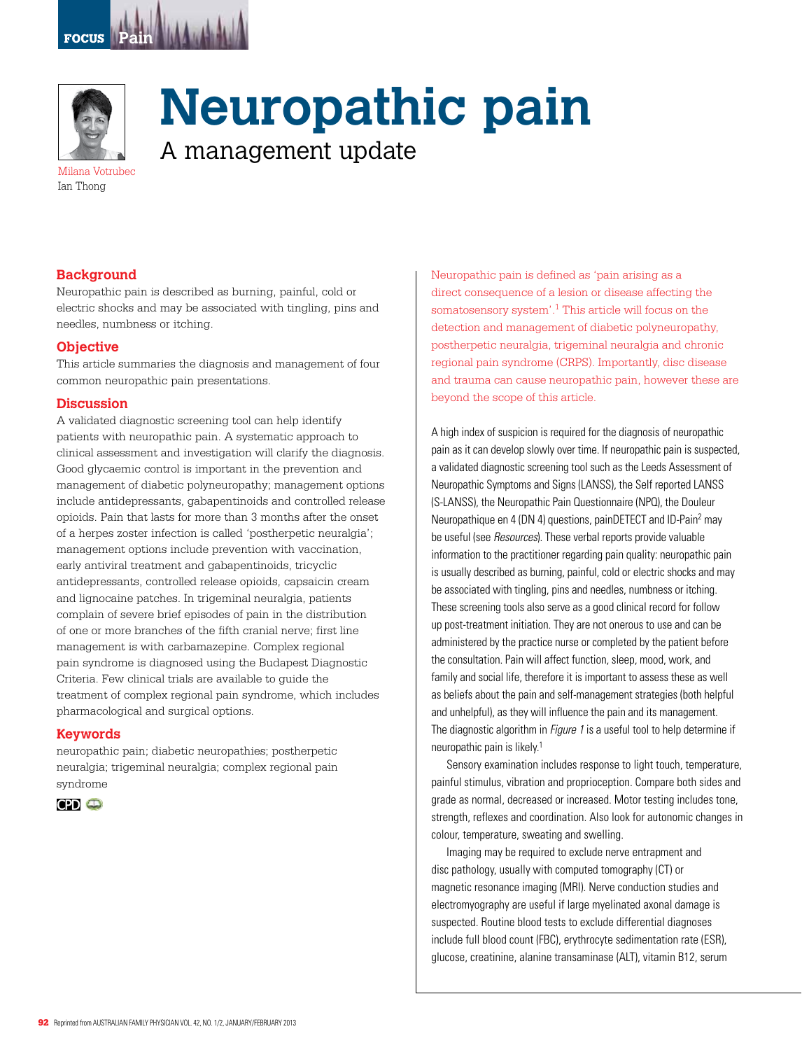# Neuropathic pain

## A management update

Milana Votrubec
Ian Thong

### Background

Neuropathic pain is described as burning, painful, cold or electric shocks and may be associated with tingling, pins and needles, numbness or itching.

### Objective

This article summaries the diagnosis and management of four common neuropathic pain presentations.

### Discussion

A validated diagnostic screening tool can help identify patients with neuropathic pain. A systematic approach to clinical assessment and investigation will clarify the diagnosis. Good glycaemic control is important in the prevention and management of diabetic polyneuropathy; management options include antidepressants, gabapentinoids and controlled release opioids. Pain that lasts for more than 3 months after the onset of a herpes zoster infection is called 'postherpetic neuralgia'; management options include prevention with vaccination, early antiviral treatment and gabapentinoids, tricyclic antidepressants, controlled release opioids, capsaicin cream and lignocaine patches. In trigeminal neuralgia, patients complain of severe brief episodes of pain in the distribution of one or more branches of the fifth cranial nerve; first line management is with carbamazepine. Complex regional pain syndrome is diagnosed using the Budapest Diagnostic Criteria. Few clinical trials are available to guide the treatment of complex regional pain syndrome, which includes pharmacological and surgical options.

### Keywords

neuropathic pain; diabetic neuropathies; postherpetic neuralgia; trigeminal neuralgia; complex regional pain syndrome

Neuropathic pain is defined as 'pain arising as a direct consequence of a lesion or disease affecting the somatosensory system'.[1] This article will focus on the detection and management of diabetic polyneuropathy, postherpetic neuralgia, trigeminal neuralgia and chronic regional pain syndrome (CRPS). Importantly, disc disease and trauma can cause neuropathic pain, however these are beyond the scope of this article.

A high index of suspicion is required for the diagnosis of neuropathic pain as it can develop slowly over time. If neuropathic pain is suspected, a validated diagnostic screening tool such as the Leeds Assessment of Neuropathic Symptoms and Signs (LANSS), the Self reported LANSS (S-LANSS), the Neuropathic Pain Questionnaire (NPQ), the Douleur Neuropathique en 4 (DN 4) questions, painDETECT and ID-Pain[2] may be useful (see *Resources*). These verbal reports provide valuable information to the practitioner regarding pain quality: neuropathic pain is usually described as burning, painful, cold or electric shocks and may be associated with tingling, pins and needles, numbness or itching. These screening tools also serve as a good clinical record for follow up post-treatment initiation. They are not onerous to use and can be administered by the practice nurse or completed by the patient before the consultation. Pain will affect function, sleep, mood, work, and family and social life, therefore it is important to assess these as well as beliefs about the pain and self-management strategies (both helpful and unhelpful), as they will influence the pain and its management. The diagnostic algorithm in *Figure 1* is a useful tool to help determine if neuropathic pain is likely.[1]

Sensory examination includes response to light touch, temperature, painful stimulus, vibration and proprioception. Compare both sides and grade as normal, decreased or increased. Motor testing includes tone, strength, reflexes and coordination. Also look for autonomic changes in colour, temperature, sweating and swelling.

Imaging may be required to exclude nerve entrapment and disc pathology, usually with computed tomography (CT) or magnetic resonance imaging (MRI). Nerve conduction studies and electromyography are useful if large myelinated axonal damage is suspected. Routine blood tests to exclude differential diagnoses include full blood count (FBC), erythrocyte sedimentation rate (ESR), glucose, creatinine, alanine transaminase (ALT), vitamin B12, serum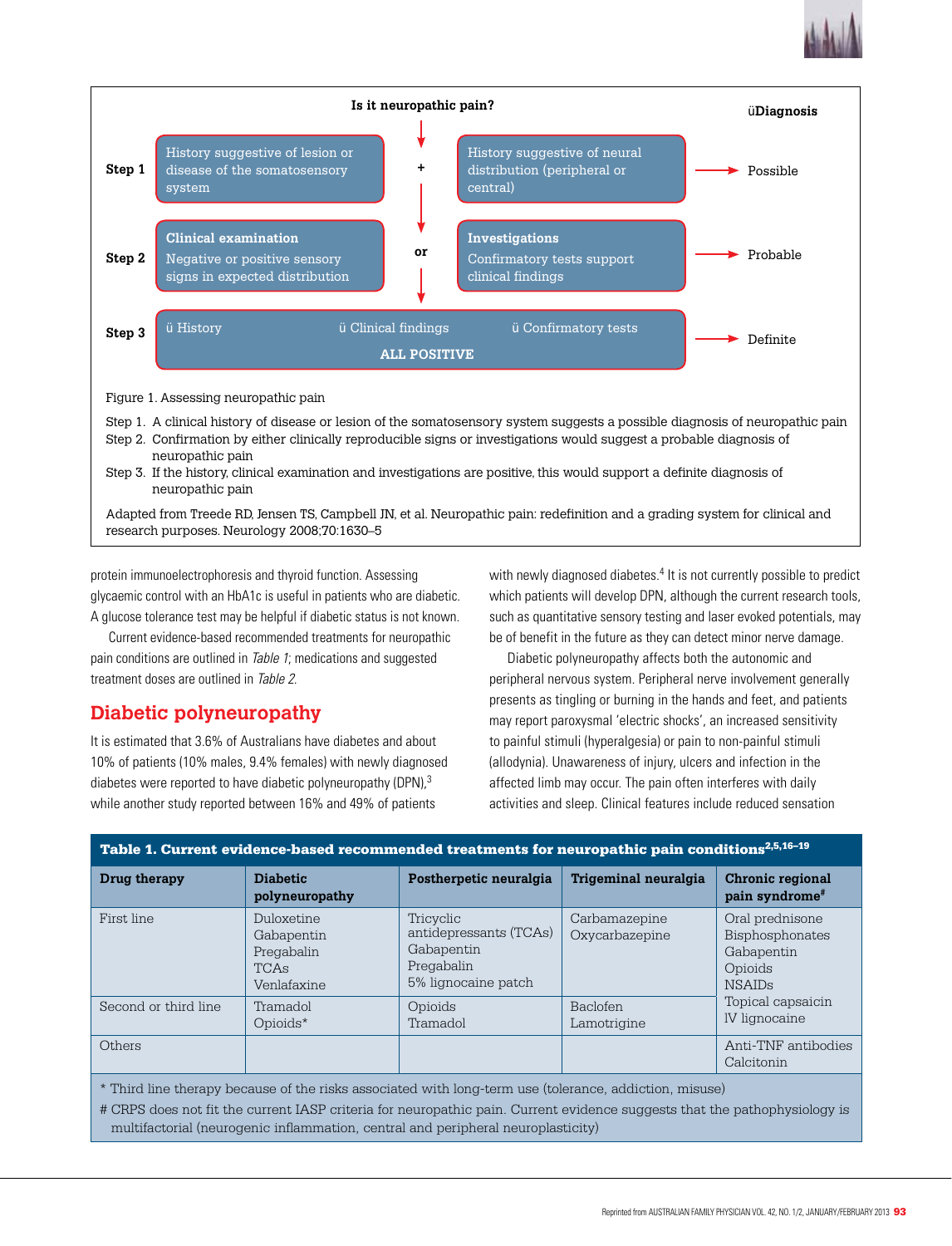**Is it neuropathic pain?**

| | | | | Diagnosis |
|---|---|---|---|---|
| Step 1 | History suggestive of lesion or disease of the somatosensory system | + | History suggestive of neural distribution (peripheral or central) | Possible |
| Step 2 | **Clinical examination** Negative or positive sensory signs in expected distribution | or | **Investigations** Confirmatory tests support clinical findings | Probable |
| Step 3 | History; Clinical findings; Confirmatory tests — **ALL POSITIVE** | | | Definite |

Figure 1. Assessing neuropathic pain

Step 1. A clinical history of disease or lesion of the somatosensory system suggests a possible diagnosis of neuropathic pain
Step 2. Confirmation by either clinically reproducible signs or investigations would suggest a probable diagnosis of neuropathic pain
Step 3. If the history, clinical examination and investigations are positive, this would support a definite diagnosis of neuropathic pain

Adapted from Treede RD, Jensen TS, Campbell JN, et al. Neuropathic pain: redefinition and a grading system for clinical and research purposes. Neurology 2008;70:1630–5

protein immunoelectrophoresis and thyroid function. Assessing glycaemic control with an HbA1c is useful in patients who are diabetic. A glucose tolerance test may be helpful if diabetic status is not known.

Current evidence-based recommended treatments for neuropathic pain conditions are outlined in *Table 1*; medications and suggested treatment doses are outlined in *Table 2*.

## Diabetic polyneuropathy

It is estimated that 3.6% of Australians have diabetes and about 10% of patients (10% males, 9.4% females) with newly diagnosed diabetes were reported to have diabetic polyneuropathy (DPN),[3] while another study reported between 16% and 49% of patients with newly diagnosed diabetes.[4] It is not currently possible to predict which patients will develop DPN, although the current research tools, such as quantitative sensory testing and laser evoked potentials, may be of benefit in the future as they can detect minor nerve damage.

Diabetic polyneuropathy affects both the autonomic and peripheral nervous system. Peripheral nerve involvement generally presents as tingling or burning in the hands and feet, and patients may report paroxysmal 'electric shocks', an increased sensitivity to painful stimuli (hyperalgesia) or pain to non-painful stimuli (allodynia). Unawareness of injury, ulcers and infection in the affected limb may occur. The pain often interferes with daily activities and sleep. Clinical features include reduced sensation

**Table 1. Current evidence-based recommended treatments for neuropathic pain conditions[2,5,16–19]**

| Drug therapy | Diabetic polyneuropathy | Postherpetic neuralgia | Trigeminal neuralgia | Chronic regional pain syndrome# |
|---|---|---|---|---|
| First line | Duloxetine<br>Gabapentin<br>Pregabalin<br>TCAs<br>Venlafaxine | Tricyclic antidepressants (TCAs)<br>Gabapentin<br>Pregabalin<br>5% lignocaine patch | Carbamazepine<br>Oxycarbazepine | Oral prednisone<br>Bisphosphonates<br>Gabapentin<br>Opioids<br>NSAIDs<br>Topical capsaicin<br>IV lignocaine |
| Second or third line | Tramadol<br>Opioids* | Opioids<br>Tramadol | Baclofen<br>Lamotrigine | |
| Others | | | | Anti-TNF antibodies<br>Calcitonin |

\* Third line therapy because of the risks associated with long-term use (tolerance, addiction, misuse)
\# CRPS does not fit the current IASP criteria for neuropathic pain. Current evidence suggests that the pathophysiology is multifactorial (neurogenic inflammation, central and peripheral neuroplasticity)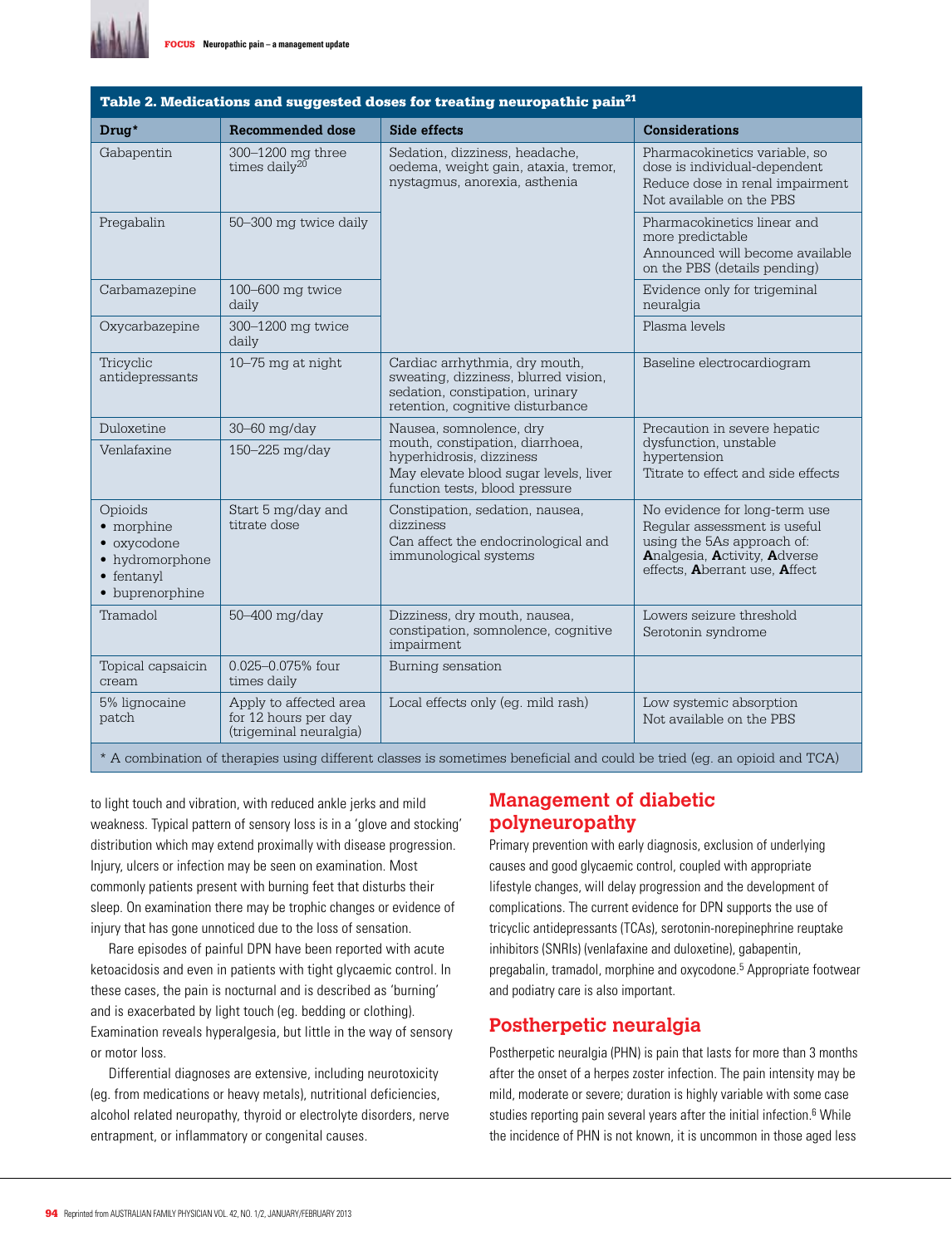**Table 2. Medications and suggested doses for treating neuropathic pain[21]**

| Drug* | Recommended dose | Side effects | Considerations |
|---|---|---|---|
| Gabapentin | 300–1200 mg three times daily[20] | Sedation, dizziness, headache, oedema, weight gain, ataxia, tremor, nystagmus, anorexia, asthenia | Pharmacokinetics variable, so dose is individual-dependent<br>Reduce dose in renal impairment<br>Not available on the PBS |
| Pregabalin | 50–300 mg twice daily | | Pharmacokinetics linear and more predictable<br>Announced will become available on the PBS (details pending) |
| Carbamazepine | 100–600 mg twice daily | | Evidence only for trigeminal neuralgia |
| Oxycarbazepine | 300–1200 mg twice daily | | Plasma levels |
| Tricyclic antidepressants | 10–75 mg at night | Cardiac arrhythmia, dry mouth, sweating, dizziness, blurred vision, sedation, constipation, urinary retention, cognitive disturbance | Baseline electrocardiogram |
| Duloxetine | 30–60 mg/day | Nausea, somnolence, dry mouth, constipation, diarrhoea, hyperhidrosis, dizziness<br>May elevate blood sugar levels, liver function tests, blood pressure | Precaution in severe hepatic dysfunction, unstable hypertension<br>Titrate to effect and side effects |
| Venlafaxine | 150–225 mg/day | | |
| Opioids<br>• morphine<br>• oxycodone<br>• hydromorphone<br>• fentanyl<br>• buprenorphine | Start 5 mg/day and titrate dose | Constipation, sedation, nausea, dizziness<br>Can affect the endocrinological and immunological systems | No evidence for long-term use<br>Regular assessment is useful using the 5As approach of: **A**nalgesia, **A**ctivity, **A**dverse effects, **A**berrant use, **A**ffect |
| Tramadol | 50–400 mg/day | Dizziness, dry mouth, nausea, constipation, somnolence, cognitive impairment | Lowers seizure threshold<br>Serotonin syndrome |
| Topical capsaicin cream | 0.025–0.075% four times daily | Burning sensation | |
| 5% lignocaine patch | Apply to affected area for 12 hours per day (trigeminal neuralgia) | Local effects only (eg. mild rash) | Low systemic absorption<br>Not available on the PBS |

* A combination of therapies using different classes is sometimes beneficial and could be tried (eg. an opioid and TCA)

to light touch and vibration, with reduced ankle jerks and mild weakness. Typical pattern of sensory loss is in a 'glove and stocking' distribution which may extend proximally with disease progression. Injury, ulcers or infection may be seen on examination. Most commonly patients present with burning feet that disturbs their sleep. On examination there may be trophic changes or evidence of injury that has gone unnoticed due to the loss of sensation.

Rare episodes of painful DPN have been reported with acute ketoacidosis and even in patients with tight glycaemic control. In these cases, the pain is nocturnal and is described as 'burning' and is exacerbated by light touch (eg. bedding or clothing). Examination reveals hyperalgesia, but little in the way of sensory or motor loss.

Differential diagnoses are extensive, including neurotoxicity (eg. from medications or heavy metals), nutritional deficiencies, alcohol related neuropathy, thyroid or electrolyte disorders, nerve entrapment, or inflammatory or congenital causes.

## Management of diabetic polyneuropathy

Primary prevention with early diagnosis, exclusion of underlying causes and good glycaemic control, coupled with appropriate lifestyle changes, will delay progression and the development of complications. The current evidence for DPN supports the use of tricyclic antidepressants (TCAs), serotonin-norepinephrine reuptake inhibitors (SNRIs) (venlafaxine and duloxetine), gabapentin, pregabalin, tramadol, morphine and oxycodone.[5] Appropriate footwear and podiatry care is also important.

## Postherpetic neuralgia

Postherpetic neuralgia (PHN) is pain that lasts for more than 3 months after the onset of a herpes zoster infection. The pain intensity may be mild, moderate or severe; duration is highly variable with some case studies reporting pain several years after the initial infection.[6] While the incidence of PHN is not known, it is uncommon in those aged less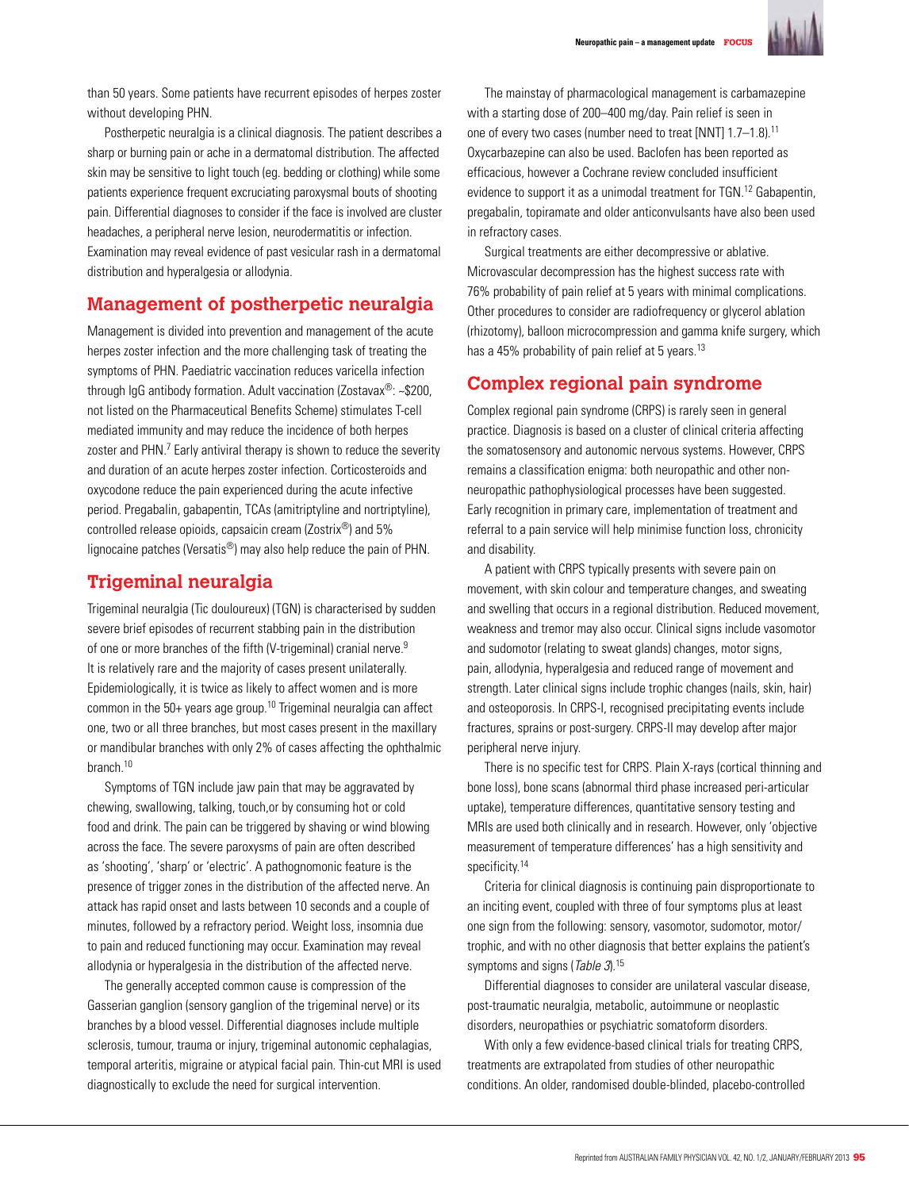than 50 years. Some patients have recurrent episodes of herpes zoster without developing PHN.

Postherpetic neuralgia is a clinical diagnosis. The patient describes a sharp or burning pain or ache in a dermatomal distribution. The affected skin may be sensitive to light touch (eg. bedding or clothing) while some patients experience frequent excruciating paroxysmal bouts of shooting pain. Differential diagnoses to consider if the face is involved are cluster headaches, a peripheral nerve lesion, neurodermatitis or infection. Examination may reveal evidence of past vesicular rash in a dermatomal distribution and hyperalgesia or allodynia.

## Management of postherpetic neuralgia

Management is divided into prevention and management of the acute herpes zoster infection and the more challenging task of treating the symptoms of PHN. Paediatric vaccination reduces varicella infection through IgG antibody formation. Adult vaccination (Zostavax®: ~$200, not listed on the Pharmaceutical Benefits Scheme) stimulates T-cell mediated immunity and may reduce the incidence of both herpes zoster and PHN.[7] Early antiviral therapy is shown to reduce the severity and duration of an acute herpes zoster infection. Corticosteroids and oxycodone reduce the pain experienced during the acute infective period. Pregabalin, gabapentin, TCAs (amitriptyline and nortriptyline), controlled release opioids, capsaicin cream (Zostrix®) and 5% lignocaine patches (Versatis®) may also help reduce the pain of PHN.

## Trigeminal neuralgia

Trigeminal neuralgia (Tic douloureux) (TGN) is characterised by sudden severe brief episodes of recurrent stabbing pain in the distribution of one or more branches of the fifth (V-trigeminal) cranial nerve.[9] It is relatively rare and the majority of cases present unilaterally. Epidemiologically, it is twice as likely to affect women and is more common in the 50+ years age group.[10] Trigeminal neuralgia can affect one, two or all three branches, but most cases present in the maxillary or mandibular branches with only 2% of cases affecting the ophthalmic branch.[10]

Symptoms of TGN include jaw pain that may be aggravated by chewing, swallowing, talking, touch,or by consuming hot or cold food and drink. The pain can be triggered by shaving or wind blowing across the face. The severe paroxysms of pain are often described as 'shooting', 'sharp' or 'electric'. A pathognomonic feature is the presence of trigger zones in the distribution of the affected nerve. An attack has rapid onset and lasts between 10 seconds and a couple of minutes, followed by a refractory period. Weight loss, insomnia due to pain and reduced functioning may occur. Examination may reveal allodynia or hyperalgesia in the distribution of the affected nerve.

The generally accepted common cause is compression of the Gasserian ganglion (sensory ganglion of the trigeminal nerve) or its branches by a blood vessel. Differential diagnoses include multiple sclerosis, tumour, trauma or injury, trigeminal autonomic cephalagias, temporal arteritis, migraine or atypical facial pain. Thin-cut MRI is used diagnostically to exclude the need for surgical intervention.

The mainstay of pharmacological management is carbamazepine with a starting dose of 200–400 mg/day. Pain relief is seen in one of every two cases (number need to treat [NNT] 1.7–1.8).[11] Oxycarbazepine can also be used. Baclofen has been reported as efficacious, however a Cochrane review concluded insufficient evidence to support it as a unimodal treatment for TGN.[12] Gabapentin, pregabalin, topiramate and older anticonvulsants have also been used in refractory cases.

Surgical treatments are either decompressive or ablative. Microvascular decompression has the highest success rate with 76% probability of pain relief at 5 years with minimal complications. Other procedures to consider are radiofrequency or glycerol ablation (rhizotomy), balloon microcompression and gamma knife surgery, which has a 45% probability of pain relief at 5 years.[13]

## Complex regional pain syndrome

Complex regional pain syndrome (CRPS) is rarely seen in general practice. Diagnosis is based on a cluster of clinical criteria affecting the somatosensory and autonomic nervous systems. However, CRPS remains a classification enigma: both neuropathic and other non-neuropathic pathophysiological processes have been suggested. Early recognition in primary care, implementation of treatment and referral to a pain service will help minimise function loss, chronicity and disability.

A patient with CRPS typically presents with severe pain on movement, with skin colour and temperature changes, and sweating and swelling that occurs in a regional distribution. Reduced movement, weakness and tremor may also occur. Clinical signs include vasomotor and sudomotor (relating to sweat glands) changes, motor signs, pain, allodynia, hyperalgesia and reduced range of movement and strength. Later clinical signs include trophic changes (nails, skin, hair) and osteoporosis. In CRPS-I, recognised precipitating events include fractures, sprains or post-surgery. CRPS-II may develop after major peripheral nerve injury.

There is no specific test for CRPS. Plain X-rays (cortical thinning and bone loss), bone scans (abnormal third phase increased peri-articular uptake), temperature differences, quantitative sensory testing and MRIs are used both clinically and in research. However, only 'objective measurement of temperature differences' has a high sensitivity and specificity.[14]

Criteria for clinical diagnosis is continuing pain disproportionate to an inciting event, coupled with three of four symptoms plus at least one sign from the following: sensory, vasomotor, sudomotor, motor/trophic, and with no other diagnosis that better explains the patient's symptoms and signs (*Table 3*).[15]

Differential diagnoses to consider are unilateral vascular disease, post-traumatic neuralgia, metabolic, autoimmune or neoplastic disorders, neuropathies or psychiatric somatoform disorders.

With only a few evidence-based clinical trials for treating CRPS, treatments are extrapolated from studies of other neuropathic conditions. An older, randomised double-blinded, placebo-controlled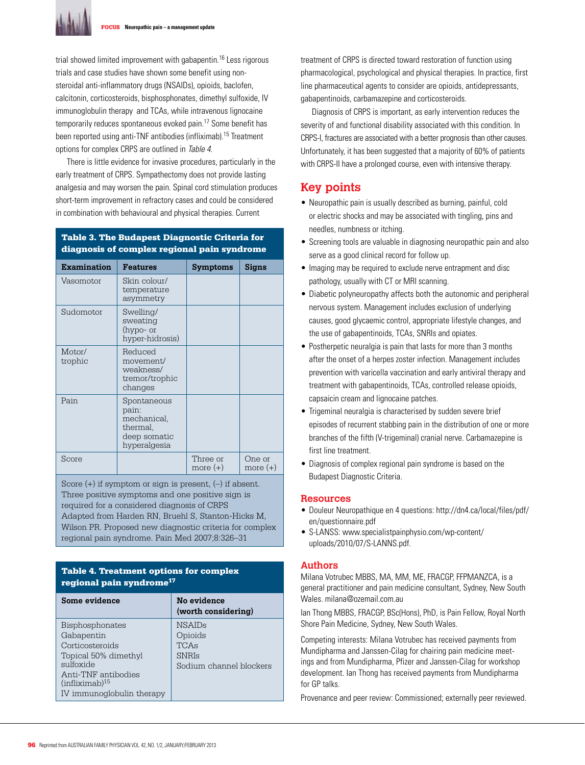trial showed limited improvement with gabapentin.[16] Less rigorous trials and case studies have shown some benefit using non-steroidal anti-inflammatory drugs (NSAIDs), opioids, baclofen, calcitonin, corticosteroids, bisphosphonates, dimethyl sulfoxide, IV immunoglobulin therapy and TCAs, while intravenous lignocaine temporarily reduces spontaneous evoked pain.[17] Some benefit has been reported using anti-TNF antibodies (infliximab).[15] Treatment options for complex CRPS are outlined in *Table 4*.

There is little evidence for invasive procedures, particularly in the early treatment of CRPS. Sympathectomy does not provide lasting analgesia and may worsen the pain. Spinal cord stimulation produces short-term improvement in refractory cases and could be considered in combination with behavioural and physical therapies. Current treatment of CRPS is directed toward restoration of function using pharmacological, psychological and physical therapies. In practice, first line pharmaceutical agents to consider are opioids, antidepressants, gabapentinoids, carbamazepine and corticosteroids.

Diagnosis of CRPS is important, as early intervention reduces the severity of and functional disability associated with this condition. In CRPS-I, fractures are associated with a better prognosis than other causes. Unfortunately, it has been suggested that a majority of 60% of patients with CRPS-II have a prolonged course, even with intensive therapy.

**Table 3. The Budapest Diagnostic Criteria for diagnosis of complex regional pain syndrome**

| Examination | Features | Symptoms | Signs |
|---|---|---|---|
| Vasomotor | Skin colour/ temperature asymmetry | | |
| Sudomotor | Swelling/ sweating (hypo- or hyper-hidrosis) | | |
| Motor/ trophic | Reduced movement/ weakness/ tremor/trophic changes | | |
| Pain | Spontaneous pain: mechanical, thermal, deep somatic hyperalgesia | | |
| Score | | Three or more (+) | One or more (+) |

Score (+) if symptom or sign is present, (–) if absent. Three positive symptoms and one positive sign is required for a considered diagnosis of CRPS
Adapted from Harden RN, Bruehl S, Stanton-Hicks M, Wilson PR. Proposed new diagnostic criteria for complex regional pain syndrome. Pain Med 2007;8:326–31

**Table 4. Treatment options for complex regional pain syndrome[17]**

| Some evidence | No evidence (worth considering) |
|---|---|
| Bisphosphonates<br>Gabapentin<br>Corticosteroids<br>Topical 50% dimethyl sulfoxide<br>Anti-TNF antibodies (infliximab)[15]<br>IV immunoglobulin therapy | NSAIDs<br>Opioids<br>TCAs<br>SNRIs<br>Sodium channel blockers |

## Key points

- Neuropathic pain is usually described as burning, painful, cold or electric shocks and may be associated with tingling, pins and needles, numbness or itching.
- Screening tools are valuable in diagnosing neuropathic pain and also serve as a good clinical record for follow up.
- Imaging may be required to exclude nerve entrapment and disc pathology, usually with CT or MRI scanning.
- Diabetic polyneuropathy affects both the autonomic and peripheral nervous system. Management includes exclusion of underlying causes, good glycaemic control, appropriate lifestyle changes, and the use of gabapentinoids, TCAs, SNRIs and opiates.
- Postherpetic neuralgia is pain that lasts for more than 3 months after the onset of a herpes zoster infection. Management includes prevention with varicella vaccination and early antiviral therapy and treatment with gabapentinoids, TCAs, controlled release opioids, capsaicin cream and lignocaine patches.
- Trigeminal neuralgia is characterised by sudden severe brief episodes of recurrent stabbing pain in the distribution of one or more branches of the fifth (V-trigeminal) cranial nerve. Carbamazepine is first line treatment.
- Diagnosis of complex regional pain syndrome is based on the Budapest Diagnostic Criteria.

## Resources

- Douleur Neuropathique en 4 questions: http://dn4.ca/local/files/pdf/en/questionnaire.pdf
- S-LANSS: www.specialistpainphysio.com/wp-content/uploads/2010/07/S-LANNS.pdf.

## Authors

Milana Votrubec MBBS, MA, MM, ME, FRACGP, FFPMANZCA, is a general practitioner and pain medicine consultant, Sydney, New South Wales. milana@ozemail.com.au

Ian Thong MBBS, FRACGP, BSc(Hons), PhD, is Pain Fellow, Royal North Shore Pain Medicine, Sydney, New South Wales.

Competing interests: Milana Votrubec has received payments from Mundipharma and Janssen-Cilag for chairing pain medicine meetings and from Mundipharma, Pfizer and Janssen-Cilag for workshop development. Ian Thong has received payments from Mundipharma for GP talks.

Provenance and peer review: Commissioned; externally peer reviewed.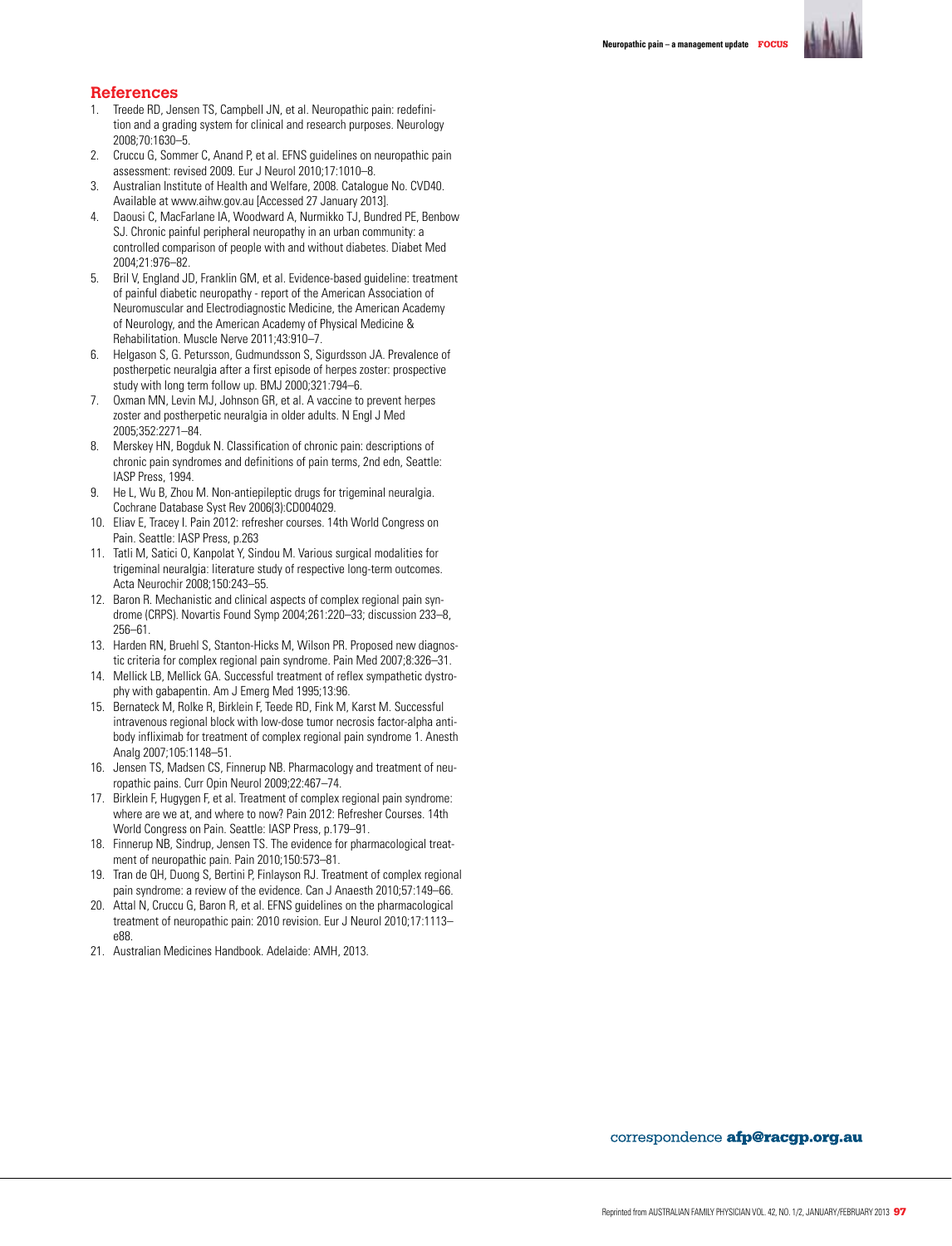## References

1. Treede RD, Jensen TS, Campbell JN, et al. Neuropathic pain: redefinition and a grading system for clinical and research purposes. Neurology 2008;70:1630–5.
2. Cruccu G, Sommer C, Anand P, et al. EFNS guidelines on neuropathic pain assessment: revised 2009. Eur J Neurol 2010;17:1010–8.
3. Australian Institute of Health and Welfare, 2008. Catalogue No. CVD40. Available at www.aihw.gov.au [Accessed 27 January 2013].
4. Daousi C, MacFarlane IA, Woodward A, Nurmikko TJ, Bundred PE, Benbow SJ. Chronic painful peripheral neuropathy in an urban community: a controlled comparison of people with and without diabetes. Diabet Med 2004;21:976–82.
5. Bril V, England JD, Franklin GM, et al. Evidence-based guideline: treatment of painful diabetic neuropathy - report of the American Association of Neuromuscular and Electrodiagnostic Medicine, the American Academy of Neurology, and the American Academy of Physical Medicine & Rehabilitation. Muscle Nerve 2011;43:910–7.
6. Helgason S, G. Petursson, Gudmundsson S, Sigurdsson JA. Prevalence of postherpetic neuralgia after a first episode of herpes zoster: prospective study with long term follow up. BMJ 2000;321:794–6.
7. Oxman MN, Levin MJ, Johnson GR, et al. A vaccine to prevent herpes zoster and postherpetic neuralgia in older adults. N Engl J Med 2005;352:2271–84.
8. Merskey HN, Bogduk N. Classification of chronic pain: descriptions of chronic pain syndromes and definitions of pain terms, 2nd edn, Seattle: IASP Press, 1994.
9. He L, Wu B, Zhou M. Non-antiepileptic drugs for trigeminal neuralgia. Cochrane Database Syst Rev 2006(3):CD004029.
10. Eliav E, Tracey I. Pain 2012: refresher courses. 14th World Congress on Pain. Seattle: IASP Press, p.263
11. Tatli M, Satici O, Kanpolat Y, Sindou M. Various surgical modalities for trigeminal neuralgia: literature study of respective long-term outcomes. Acta Neurochir 2008;150:243–55.
12. Baron R. Mechanistic and clinical aspects of complex regional pain syndrome (CRPS). Novartis Found Symp 2004;261:220–33; discussion 233–8, 256–61.
13. Harden RN, Bruehl S, Stanton-Hicks M, Wilson PR. Proposed new diagnostic criteria for complex regional pain syndrome. Pain Med 2007;8:326–31.
14. Mellick LB, Mellick GA. Successful treatment of reflex sympathetic dystrophy with gabapentin. Am J Emerg Med 1995;13:96.
15. Bernateck M, Rolke R, Birklein F, Teede RD, Fink M, Karst M. Successful intravenous regional block with low-dose tumor necrosis factor-alpha antibody infliximab for treatment of complex regional pain syndrome 1. Anesth Analg 2007;105:1148–51.
16. Jensen TS, Madsen CS, Finnerup NB. Pharmacology and treatment of neuropathic pains. Curr Opin Neurol 2009;22:467–74.
17. Birklein F, Hugygen F, et al. Treatment of complex regional pain syndrome: where are we at, and where to now? Pain 2012: Refresher Courses. 14th World Congress on Pain. Seattle: IASP Press, p.179–91.
18. Finnerup NB, Sindrup, Jensen TS. The evidence for pharmacological treatment of neuropathic pain. Pain 2010;150:573–81.
19. Tran de QH, Duong S, Bertini P, Finlayson RJ. Treatment of complex regional pain syndrome: a review of the evidence. Can J Anaesth 2010;57:149–66.
20. Attal N, Cruccu G, Baron R, et al. EFNS guidelines on the pharmacological treatment of neuropathic pain: 2010 revision. Eur J Neurol 2010;17:1113–e88.
21. Australian Medicines Handbook. Adelaide: AMH, 2013.

correspondence **afp@racgp.org.au**